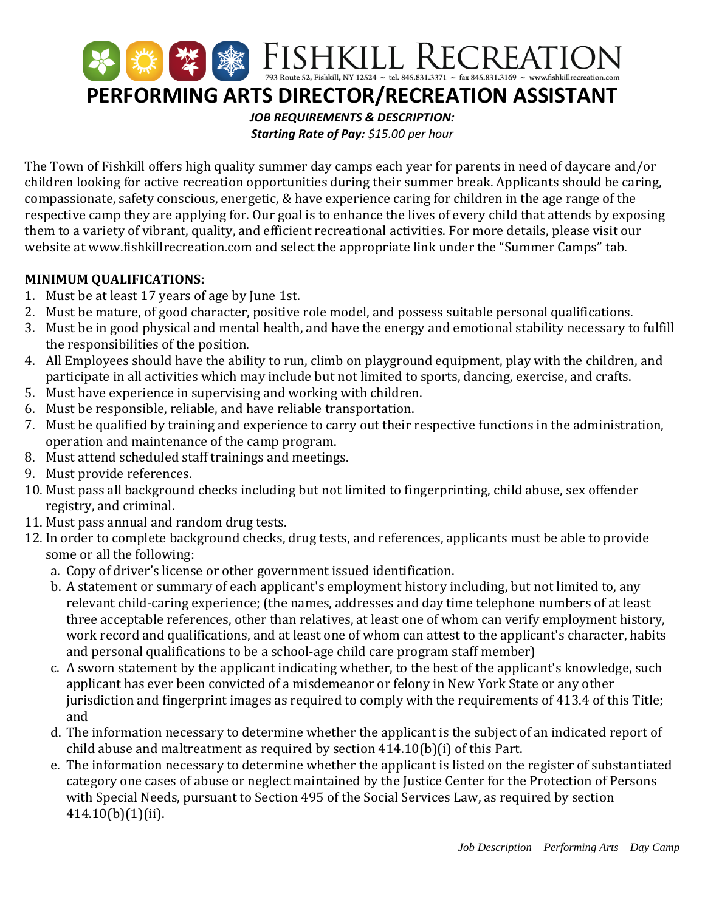# FISHKILL RECREATION

793 Route 52, Fishkill, NY 12524 ~ tel. 845.831.3371 ~ fax 845.831.3169 ~ www.fishkillrecreation.com

# PERFORMING ARTS DIRECTOR/RECREATION ASSISTANT

***JOB REQUIREMENTS & DESCRIPTION:***

***Starting Rate of Pay:*** *$15.00 per hour*

The Town of Fishkill offers high quality summer day camps each year for parents in need of daycare and/or children looking for active recreation opportunities during their summer break. Applicants should be caring, compassionate, safety conscious, energetic, & have experience caring for children in the age range of the respective camp they are applying for. Our goal is to enhance the lives of every child that attends by exposing them to a variety of vibrant, quality, and efficient recreational activities. For more details, please visit our website at www.fishkillrecreation.com and select the appropriate link under the "Summer Camps" tab.

**MINIMUM QUALIFICATIONS:**

1. Must be at least 17 years of age by June 1st.
2. Must be mature, of good character, positive role model, and possess suitable personal qualifications.
3. Must be in good physical and mental health, and have the energy and emotional stability necessary to fulfill the responsibilities of the position.
4. All Employees should have the ability to run, climb on playground equipment, play with the children, and participate in all activities which may include but not limited to sports, dancing, exercise, and crafts.
5. Must have experience in supervising and working with children.
6. Must be responsible, reliable, and have reliable transportation.
7. Must be qualified by training and experience to carry out their respective functions in the administration, operation and maintenance of the camp program.
8. Must attend scheduled staff trainings and meetings.
9. Must provide references.
10. Must pass all background checks including but not limited to fingerprinting, child abuse, sex offender registry, and criminal.
11. Must pass annual and random drug tests.
12. In order to complete background checks, drug tests, and references, applicants must be able to provide some or all the following:
    a. Copy of driver's license or other government issued identification.
    b. A statement or summary of each applicant's employment history including, but not limited to, any relevant child-caring experience; (the names, addresses and day time telephone numbers of at least three acceptable references, other than relatives, at least one of whom can verify employment history, work record and qualifications, and at least one of whom can attest to the applicant's character, habits and personal qualifications to be a school-age child care program staff member)
    c. A sworn statement by the applicant indicating whether, to the best of the applicant's knowledge, such applicant has ever been convicted of a misdemeanor or felony in New York State or any other jurisdiction and fingerprint images as required to comply with the requirements of 413.4 of this Title; and
    d. The information necessary to determine whether the applicant is the subject of an indicated report of child abuse and maltreatment as required by section 414.10(b)(i) of this Part.
    e. The information necessary to determine whether the applicant is listed on the register of substantiated category one cases of abuse or neglect maintained by the Justice Center for the Protection of Persons with Special Needs, pursuant to Section 495 of the Social Services Law, as required by section 414.10(b)(1)(ii).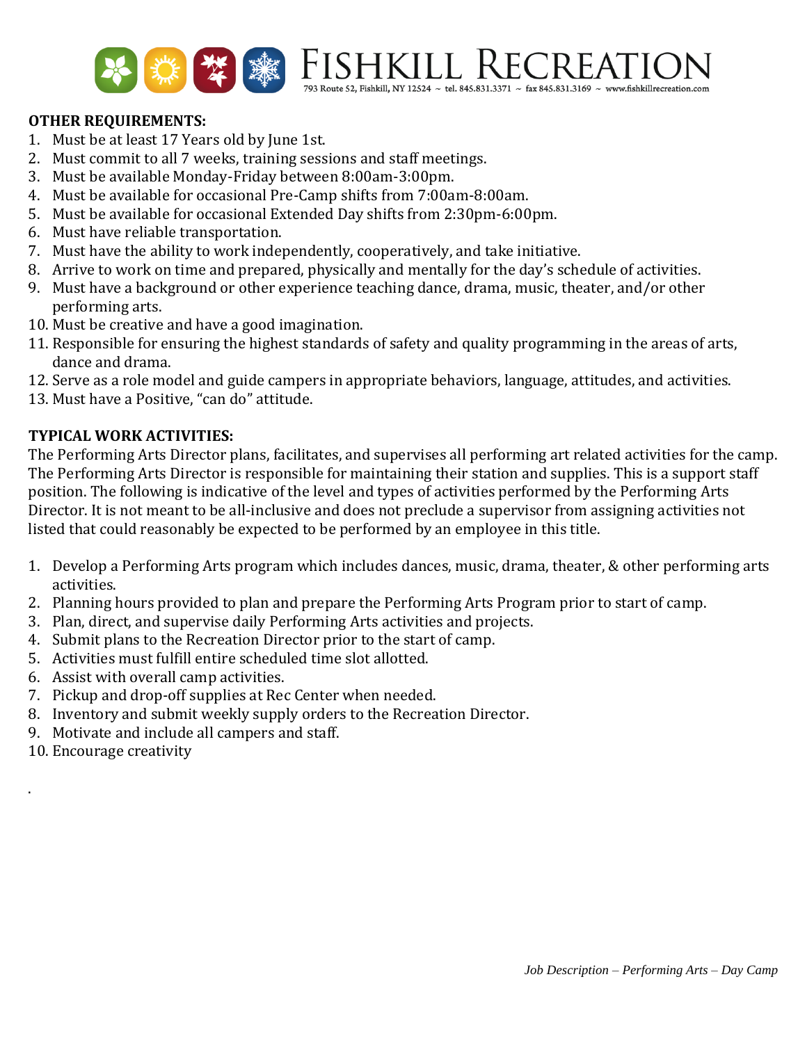**OTHER REQUIREMENTS:**

1. Must be at least 17 Years old by June 1st.
2. Must commit to all 7 weeks, training sessions and staff meetings.
3. Must be available Monday-Friday between 8:00am-3:00pm.
4. Must be available for occasional Pre-Camp shifts from 7:00am-8:00am.
5. Must be available for occasional Extended Day shifts from 2:30pm-6:00pm.
6. Must have reliable transportation.
7. Must have the ability to work independently, cooperatively, and take initiative.
8. Arrive to work on time and prepared, physically and mentally for the day's schedule of activities.
9. Must have a background or other experience teaching dance, drama, music, theater, and/or other performing arts.
10. Must be creative and have a good imagination.
11. Responsible for ensuring the highest standards of safety and quality programming in the areas of arts, dance and drama.
12. Serve as a role model and guide campers in appropriate behaviors, language, attitudes, and activities.
13. Must have a Positive, "can do" attitude.

**TYPICAL WORK ACTIVITIES:**

The Performing Arts Director plans, facilitates, and supervises all performing art related activities for the camp. The Performing Arts Director is responsible for maintaining their station and supplies. This is a support staff position. The following is indicative of the level and types of activities performed by the Performing Arts Director. It is not meant to be all-inclusive and does not preclude a supervisor from assigning activities not listed that could reasonably be expected to be performed by an employee in this title.

1. Develop a Performing Arts program which includes dances, music, drama, theater, & other performing arts activities.
2. Planning hours provided to plan and prepare the Performing Arts Program prior to start of camp.
3. Plan, direct, and supervise daily Performing Arts activities and projects.
4. Submit plans to the Recreation Director prior to the start of camp.
5. Activities must fulfill entire scheduled time slot allotted.
6. Assist with overall camp activities.
7. Pickup and drop-off supplies at Rec Center when needed.
8. Inventory and submit weekly supply orders to the Recreation Director.
9. Motivate and include all campers and staff.
10. Encourage creativity

.